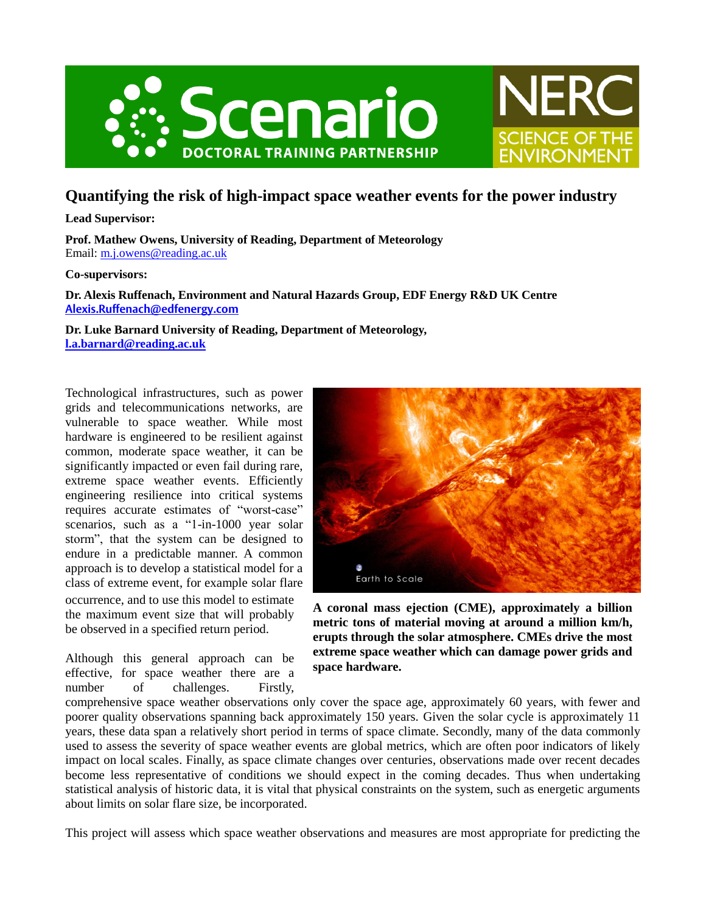# Quantifying the risk of high-impact space weather events for the power industry

**Lead Supervisor:**

**Prof. Mathew Owens, University of Reading, Department of Meteorology**
Email: m.j.owens@reading.ac.uk

**Co-supervisors:**

**Dr. Alexis Ruffenach, Environment and Natural Hazards Group, EDF Energy R&D UK Centre**
**Alexis.Ruffenach@edfenergy.com**

**Dr. Luke Barnard University of Reading, Department of Meteorology,**
**l.a.barnard@reading.ac.uk**

Technological infrastructures, such as power grids and telecommunications networks, are vulnerable to space weather. While most hardware is engineered to be resilient against common, moderate space weather, it can be significantly impacted or even fail during rare, extreme space weather events. Efficiently engineering resilience into critical systems requires accurate estimates of "worst-case" scenarios, such as a "1-in-1000 year solar storm", that the system can be designed to endure in a predictable manner. A common approach is to develop a statistical model for a class of extreme event, for example solar flare occurrence, and to use this model to estimate the maximum event size that will probably be observed in a specified return period.

**A coronal mass ejection (CME), approximately a billion metric tons of material moving at around a million km/h, erupts through the solar atmosphere. CMEs drive the most extreme space weather which can damage power grids and space hardware.**

Although this general approach can be effective, for space weather there are a number of challenges. Firstly, comprehensive space weather observations only cover the space age, approximately 60 years, with fewer and poorer quality observations spanning back approximately 150 years. Given the solar cycle is approximately 11 years, these data span a relatively short period in terms of space climate. Secondly, many of the data commonly used to assess the severity of space weather events are global metrics, which are often poor indicators of likely impact on local scales. Finally, as space climate changes over centuries, observations made over recent decades become less representative of conditions we should expect in the coming decades. Thus when undertaking statistical analysis of historic data, it is vital that physical constraints on the system, such as energetic arguments about limits on solar flare size, be incorporated.

This project will assess which space weather observations and measures are most appropriate for predicting the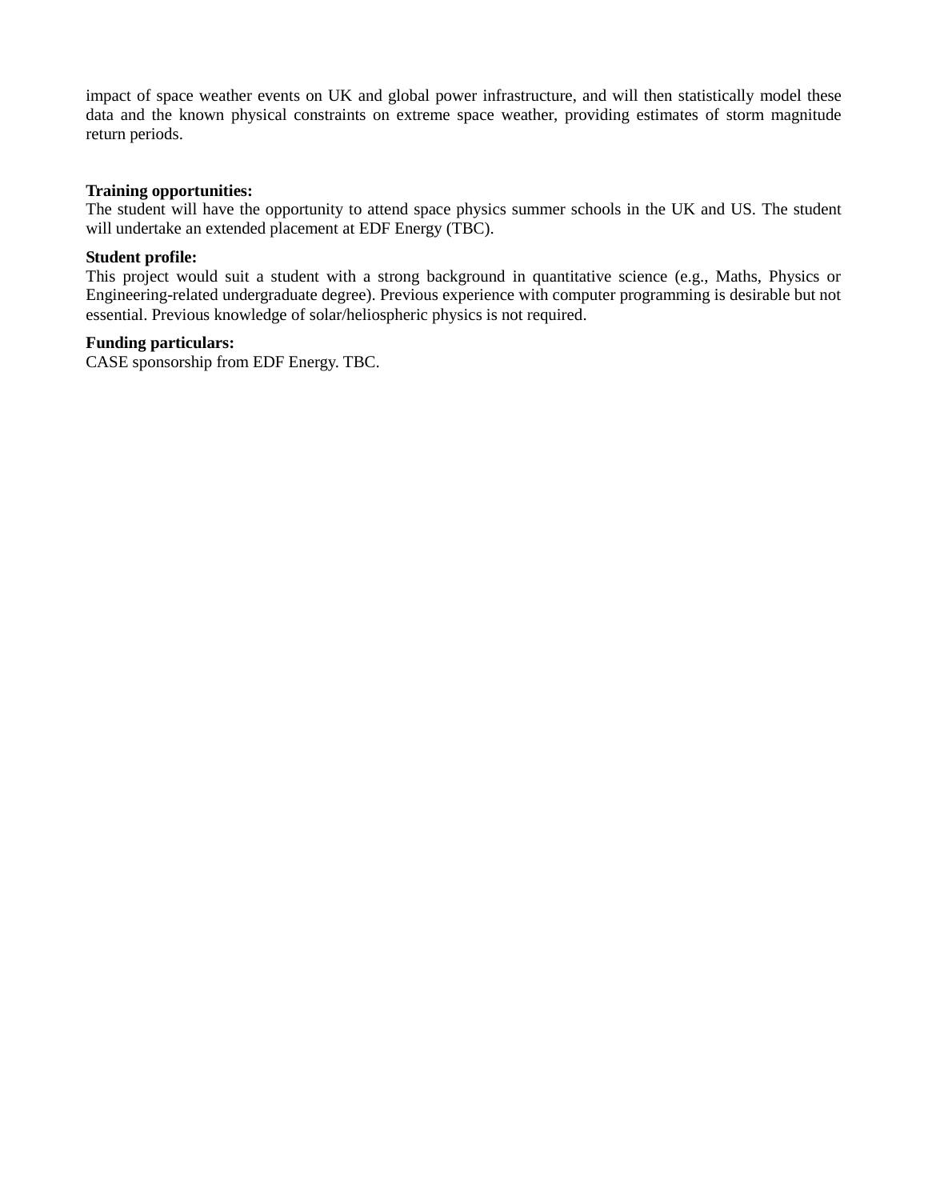impact of space weather events on UK and global power infrastructure, and will then statistically model these data and the known physical constraints on extreme space weather, providing estimates of storm magnitude return periods.

**Training opportunities:**
The student will have the opportunity to attend space physics summer schools in the UK and US. The student will undertake an extended placement at EDF Energy (TBC).

**Student profile:**
This project would suit a student with a strong background in quantitative science (e.g., Maths, Physics or Engineering-related undergraduate degree). Previous experience with computer programming is desirable but not essential. Previous knowledge of solar/heliospheric physics is not required.

**Funding particulars:**
CASE sponsorship from EDF Energy. TBC.